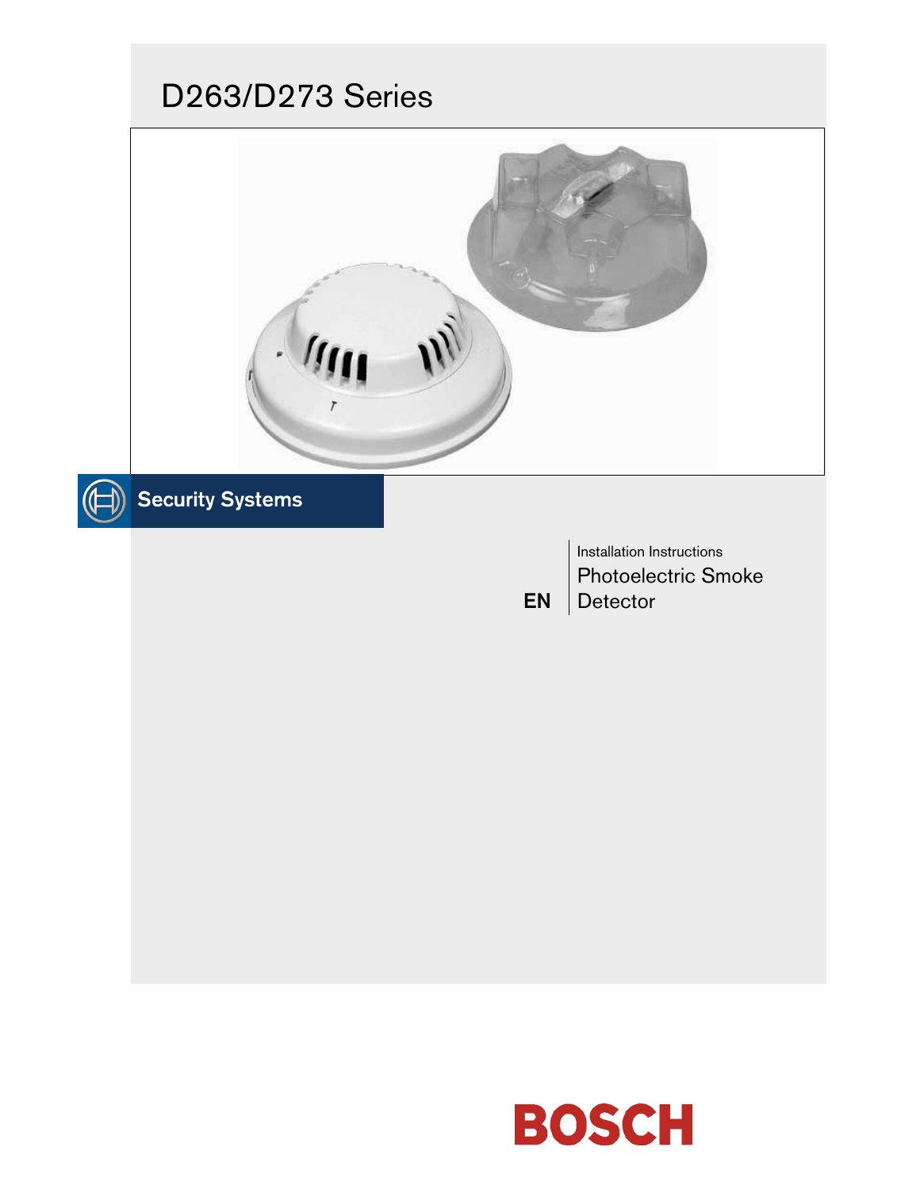# D263/D273 Series

Security Systems

EN

Installation Instructions

## Photoelectric Smoke Detector

BOSCH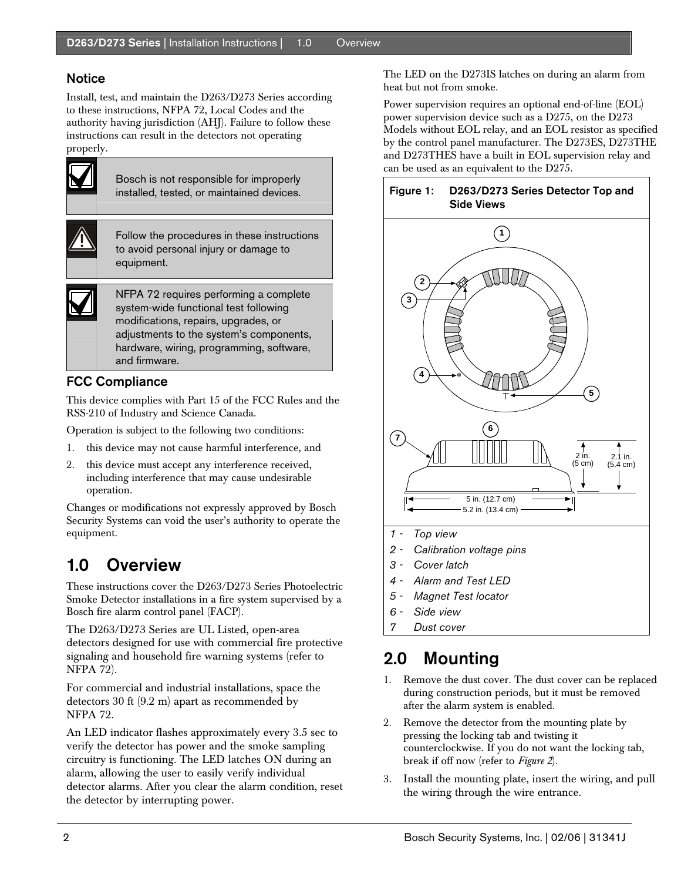## Notice

Install, test, and maintain the D263/D273 Series according to these instructions, NFPA 72, Local Codes and the authority having jurisdiction (AHJ). Failure to follow these instructions can result in the detectors not operating properly.

> Bosch is not responsible for improperly installed, tested, or maintained devices.

> Follow the procedures in these instructions to avoid personal injury or damage to equipment.

> NFPA 72 requires performing a complete system-wide functional test following modifications, repairs, upgrades, or adjustments to the system's components, hardware, wiring, programming, software, and firmware.

## FCC Compliance

This device complies with Part 15 of the FCC Rules and the RSS-210 of Industry and Science Canada.

Operation is subject to the following two conditions:

1. this device may not cause harmful interference, and
2. this device must accept any interference received, including interference that may cause undesirable operation.

Changes or modifications not expressly approved by Bosch Security Systems can void the user's authority to operate the equipment.

# 1.0 Overview

These instructions cover the D263/D273 Series Photoelectric Smoke Detector installations in a fire system supervised by a Bosch fire alarm control panel (FACP).

The D263/D273 Series are UL Listed, open-area detectors designed for use with commercial fire protective signaling and household fire warning systems (refer to NFPA 72).

For commercial and industrial installations, space the detectors 30 ft (9.2 m) apart as recommended by NFPA 72.

An LED indicator flashes approximately every 3.5 sec to verify the detector has power and the smoke sampling circuitry is functioning. The LED latches ON during an alarm, allowing the user to easily verify individual detector alarms. After you clear the alarm condition, reset the detector by interrupting power.

The LED on the D273IS latches on during an alarm from heat but not from smoke.

Power supervision requires an optional end-of-line (EOL) power supervision device such as a D275, on the D273 Models without EOL relay, and an EOL resistor as specified by the control panel manufacturer. The D273ES, D273THE and D273THES have a built in EOL supervision relay and can be used as an equivalent to the D275.

**Figure 1: D263/D273 Series Detector Top and Side Views**

2 in. (5 cm)

2.1 in. (5.4 cm)

5 in. (12.7 cm)

5.2 in. (13.4 cm)

1 - *Top view*
2 - *Calibration voltage pins*
3 - *Cover latch*
4 - *Alarm and Test LED*
5 - *Magnet Test locator*
6 - *Side view*
7 *Dust cover*

# 2.0 Mounting

1. Remove the dust cover. The dust cover can be replaced during construction periods, but it must be removed after the alarm system is enabled.
2. Remove the detector from the mounting plate by pressing the locking tab and twisting it counterclockwise. If you do not want the locking tab, break if off now (refer to *Figure 2*).
3. Install the mounting plate, insert the wiring, and pull the wiring through the wire entrance.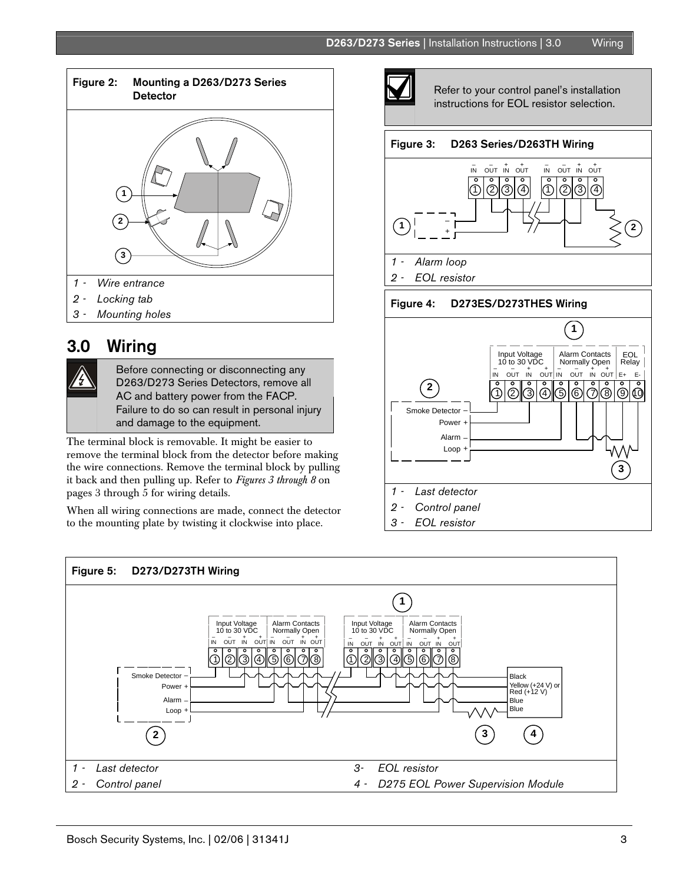**Figure 2: Mounting a D263/D273 Series Detector**

1 - *Wire entrance*
2 - *Locking tab*
3 - *Mounting holes*

## 3.0 Wiring

> Before connecting or disconnecting any D263/D273 Series Detectors, remove all AC and battery power from the FACP. Failure to do so can result in personal injury and damage to the equipment.

The terminal block is removable. It might be easier to remove the terminal block from the detector before making the wire connections. Remove the terminal block by pulling it back and then pulling up. Refer to *Figures 3 through 8* on pages 3 through 5 for wiring details.

When all wiring connections are made, connect the detector to the mounting plate by twisting it clockwise into place.

> Refer to your control panel's installation instructions for EOL resistor selection.

**Figure 3: D263 Series/D263TH Wiring**

1 - *Alarm loop*
2 - *EOL resistor*

**Figure 4: D273ES/D273THES Wiring**

1 - *Last detector*
2 - *Control panel*
3 - *EOL resistor*

**Figure 5: D273/D273TH Wiring**

1 - *Last detector*
2 - *Control panel*
3- *EOL resistor*
4 - *D275 EOL Power Supervision Module*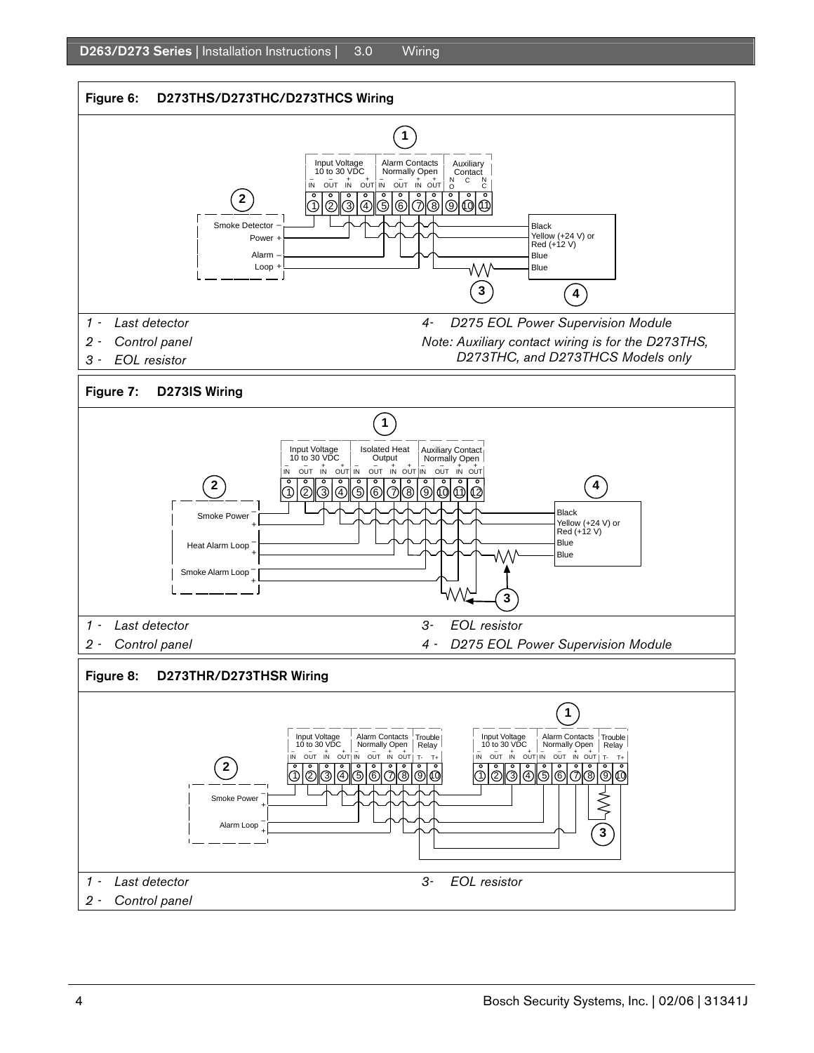**Figure 6: D273THS/D273THC/D273THCS Wiring**

1 - *Last detector*

2 - *Control panel*

3 - *EOL resistor*

4 - *D275 EOL Power Supervision Module*

*Note: Auxiliary contact wiring is for the D273THS, D273THC, and D273THCS Models only*

**Figure 7: D273IS Wiring**

1 - *Last detector*

2 - *Control panel*

3 - *EOL resistor*

4 - *D275 EOL Power Supervision Module*

**Figure 8: D273THR/D273THSR Wiring**

1 - *Last detector*

2 - *Control panel*

3 - *EOL resistor*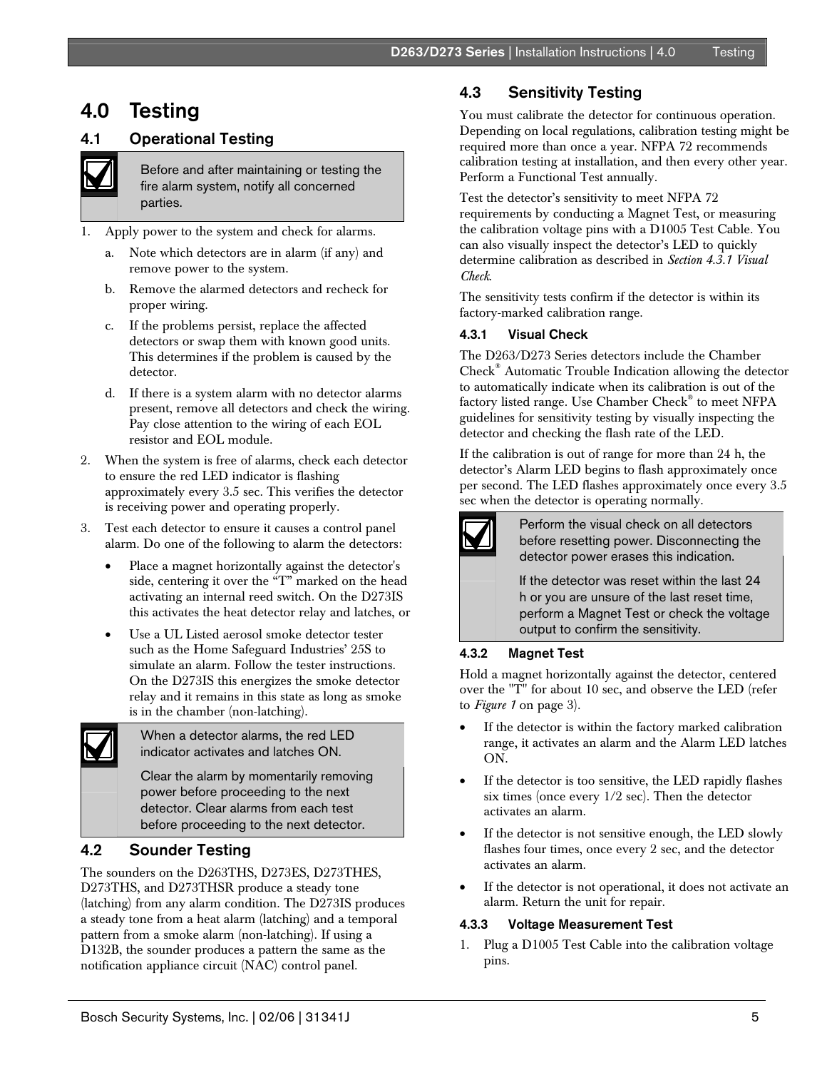# 4.0 Testing

## 4.1 Operational Testing

> Before and after maintaining or testing the fire alarm system, notify all concerned parties.

1. Apply power to the system and check for alarms.
   a. Note which detectors are in alarm (if any) and remove power to the system.
   b. Remove the alarmed detectors and recheck for proper wiring.
   c. If the problems persist, replace the affected detectors or swap them with known good units. This determines if the problem is caused by the detector.
   d. If there is a system alarm with no detector alarms present, remove all detectors and check the wiring. Pay close attention to the wiring of each EOL resistor and EOL module.
2. When the system is free of alarms, check each detector to ensure the red LED indicator is flashing approximately every 3.5 sec. This verifies the detector is receiving power and operating properly.
3. Test each detector to ensure it causes a control panel alarm. Do one of the following to alarm the detectors:
   - Place a magnet horizontally against the detector's side, centering it over the "T" marked on the head activating an internal reed switch. On the D273IS this activates the heat detector relay and latches, or
   - Use a UL Listed aerosol smoke detector tester such as the Home Safeguard Industries' 25S to simulate an alarm. Follow the tester instructions. On the D273IS this energizes the smoke detector relay and it remains in this state as long as smoke is in the chamber (non-latching).

> When a detector alarms, the red LED indicator activates and latches ON.
>
> Clear the alarm by momentarily removing power before proceeding to the next detector. Clear alarms from each test before proceeding to the next detector.

## 4.2 Sounder Testing

The sounders on the D263THS, D273ES, D273THES, D273THS, and D273THSR produce a steady tone (latching) from any alarm condition. The D273IS produces a steady tone from a heat alarm (latching) and a temporal pattern from a smoke alarm (non-latching). If using a D132B, the sounder produces a pattern the same as the notification appliance circuit (NAC) control panel.

## 4.3 Sensitivity Testing

You must calibrate the detector for continuous operation. Depending on local regulations, calibration testing might be required more than once a year. NFPA 72 recommends calibration testing at installation, and then every other year. Perform a Functional Test annually.

Test the detector's sensitivity to meet NFPA 72 requirements by conducting a Magnet Test, or measuring the calibration voltage pins with a D1005 Test Cable. You can also visually inspect the detector's LED to quickly determine calibration as described in *Section 4.3.1 Visual Check*.

The sensitivity tests confirm if the detector is within its factory-marked calibration range.

### 4.3.1 Visual Check

The D263/D273 Series detectors include the Chamber Check® Automatic Trouble Indication allowing the detector to automatically indicate when its calibration is out of the factory listed range. Use Chamber Check® to meet NFPA guidelines for sensitivity testing by visually inspecting the detector and checking the flash rate of the LED.

If the calibration is out of range for more than 24 h, the detector's Alarm LED begins to flash approximately once per second. The LED flashes approximately once every 3.5 sec when the detector is operating normally.

> Perform the visual check on all detectors before resetting power. Disconnecting the detector power erases this indication.
>
> If the detector was reset within the last 24 h or you are unsure of the last reset time, perform a Magnet Test or check the voltage output to confirm the sensitivity.

### 4.3.2 Magnet Test

Hold a magnet horizontally against the detector, centered over the "T" for about 10 sec, and observe the LED (refer to *Figure 1* on page 3).

- If the detector is within the factory marked calibration range, it activates an alarm and the Alarm LED latches ON.
- If the detector is too sensitive, the LED rapidly flashes six times (once every 1/2 sec). Then the detector activates an alarm.
- If the detector is not sensitive enough, the LED slowly flashes four times, once every 2 sec, and the detector activates an alarm.
- If the detector is not operational, it does not activate an alarm. Return the unit for repair.

### 4.3.3 Voltage Measurement Test

1. Plug a D1005 Test Cable into the calibration voltage pins.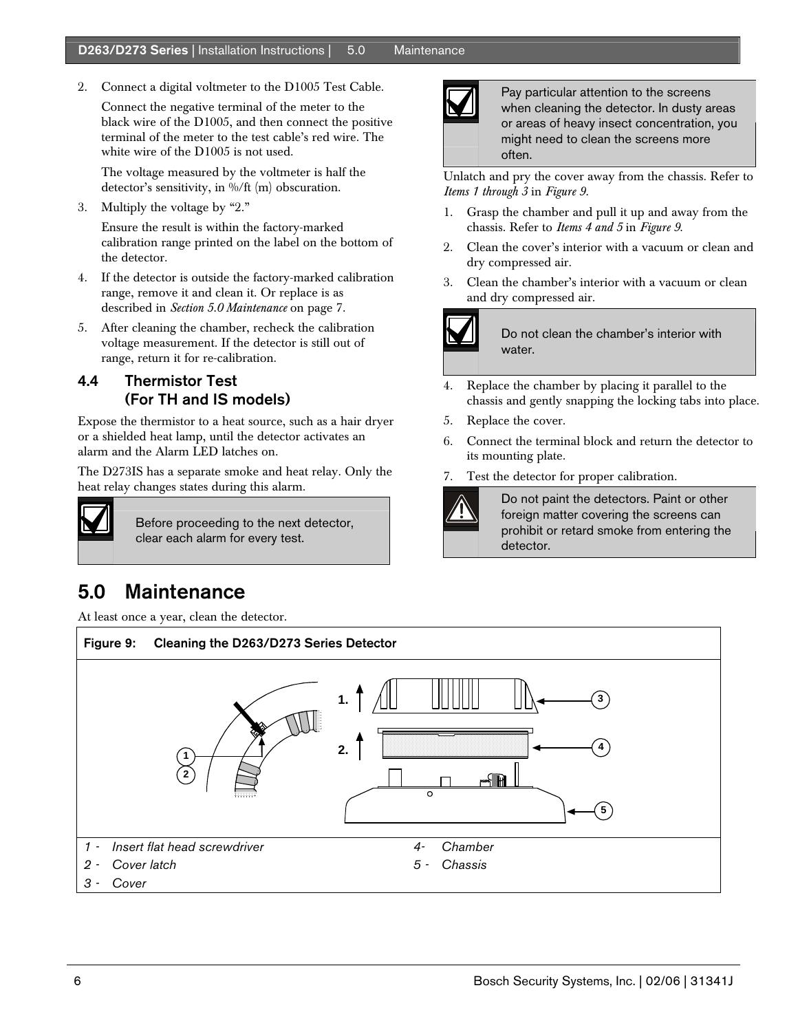2. Connect a digital voltmeter to the D1005 Test Cable.

   Connect the negative terminal of the meter to the black wire of the D1005, and then connect the positive terminal of the meter to the test cable's red wire. The white wire of the D1005 is not used.

   The voltage measured by the voltmeter is half the detector's sensitivity, in %/ft (m) obscuration.

3. Multiply the voltage by "2."

   Ensure the result is within the factory-marked calibration range printed on the label on the bottom of the detector.

4. If the detector is outside the factory-marked calibration range, remove it and clean it. Or replace is as described in *Section 5.0 Maintenance* on page 7.

5. After cleaning the chamber, recheck the calibration voltage measurement. If the detector is still out of range, return it for re-calibration.

### 4.4 Thermistor Test (For TH and IS models)

Expose the thermistor to a heat source, such as a hair dryer or a shielded heat lamp, until the detector activates an alarm and the Alarm LED latches on.

The D273IS has a separate smoke and heat relay. Only the heat relay changes states during this alarm.

> Before proceeding to the next detector, clear each alarm for every test.

## 5.0 Maintenance

At least once a year, clean the detector.

> Pay particular attention to the screens when cleaning the detector. In dusty areas or areas of heavy insect concentration, you might need to clean the screens more often.

Unlatch and pry the cover away from the chassis. Refer to *Items 1 through 3* in *Figure 9*.

1. Grasp the chamber and pull it up and away from the chassis. Refer to *Items 4 and 5* in *Figure 9*.
2. Clean the cover's interior with a vacuum or clean and dry compressed air.
3. Clean the chamber's interior with a vacuum or clean and dry compressed air.

> Do not clean the chamber's interior with water.

4. Replace the chamber by placing it parallel to the chassis and gently snapping the locking tabs into place.
5. Replace the cover.
6. Connect the terminal block and return the detector to its mounting plate.
7. Test the detector for proper calibration.

> Do not paint the detectors. Paint or other foreign matter covering the screens can prohibit or retard smoke from entering the detector.

**Figure 9: Cleaning the D263/D273 Series Detector**

1 - *Insert flat head screwdriver*
2 - *Cover latch*
3 - *Cover*
4 - *Chamber*
5 - *Chassis*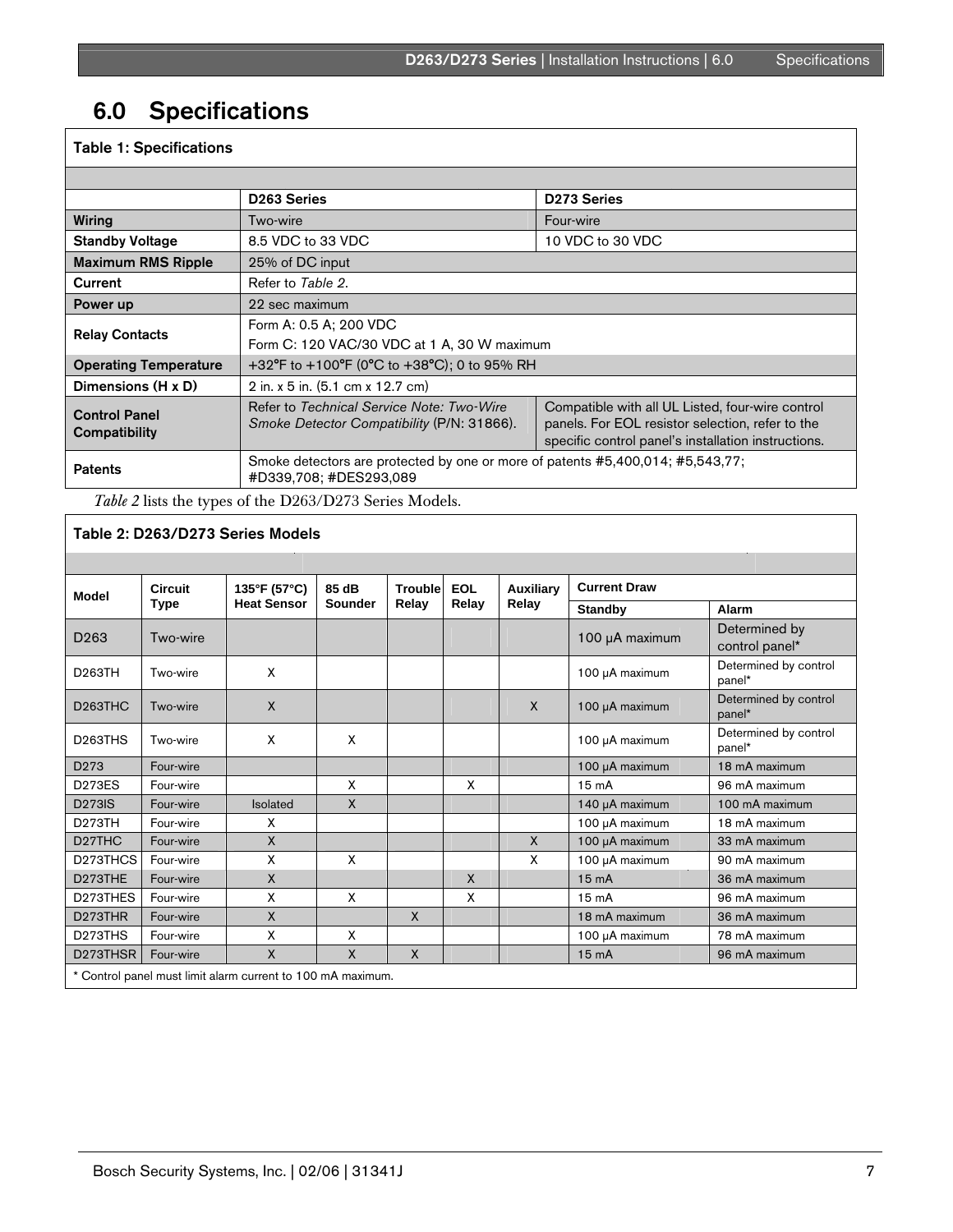# 6.0 Specifications

**Table 1: Specifications**

| | D263 Series | D273 Series |
|---|---|---|
| **Wiring** | Two-wire | Four-wire |
| **Standby Voltage** | 8.5 VDC to 33 VDC | 10 VDC to 30 VDC |
| **Maximum RMS Ripple** | 25% of DC input | |
| **Current** | Refer to *Table 2*. | |
| **Power up** | 22 sec maximum | |
| **Relay Contacts** | Form A: 0.5 A; 200 VDC<br>Form C: 120 VAC/30 VDC at 1 A, 30 W maximum | |
| **Operating Temperature** | +32°F to +100°F (0°C to +38°C); 0 to 95% RH | |
| **Dimensions (H x D)** | 2 in. x 5 in. (5.1 cm x 12.7 cm) | |
| **Control Panel Compatibility** | Refer to *Technical Service Note: Two-Wire Smoke Detector Compatibility* (P/N: 31866). | Compatible with all UL Listed, four-wire control panels. For EOL resistor selection, refer to the specific control panel's installation instructions. |
| **Patents** | Smoke detectors are protected by one or more of patents #5,400,014; #5,543,77; #D339,708; #DES293,089 | |

*Table 2* lists the types of the D263/D273 Series Models.

**Table 2: D263/D273 Series Models**

| Model | Circuit Type | 135°F (57°C) Heat Sensor | 85 dB Sounder | Trouble Relay | EOL Relay | Auxiliary Relay | Current Draw | |
|---|---|---|---|---|---|---|---|---|
| | | | | | | | Standby | Alarm |
| D263 | Two-wire | | | | | | 100 µA maximum | Determined by control panel* |
| D263TH | Two-wire | X | | | | | 100 µA maximum | Determined by control panel* |
| D263THC | Two-wire | X | | | | X | 100 µA maximum | Determined by control panel* |
| D263THS | Two-wire | X | X | | | | 100 µA maximum | Determined by control panel* |
| D273 | Four-wire | | | | | | 100 µA maximum | 18 mA maximum |
| D273ES | Four-wire | | X | | X | | 15 mA | 96 mA maximum |
| D273IS | Four-wire | Isolated | X | | | | 140 µA maximum | 100 mA maximum |
| D273TH | Four-wire | X | | | | | 100 µA maximum | 18 mA maximum |
| D27THC | Four-wire | X | | | | X | 100 µA maximum | 33 mA maximum |
| D273THCS | Four-wire | X | X | | | X | 100 µA maximum | 90 mA maximum |
| D273THE | Four-wire | X | | | X | | 15 mA | 36 mA maximum |
| D273THES | Four-wire | X | X | | X | | 15 mA | 96 mA maximum |
| D273THR | Four-wire | X | | X | | | 18 mA maximum | 36 mA maximum |
| D273THS | Four-wire | X | X | | | | 100 µA maximum | 78 mA maximum |
| D273THSR | Four-wire | X | X | X | | | 15 mA | 96 mA maximum |

\* Control panel must limit alarm current to 100 mA maximum.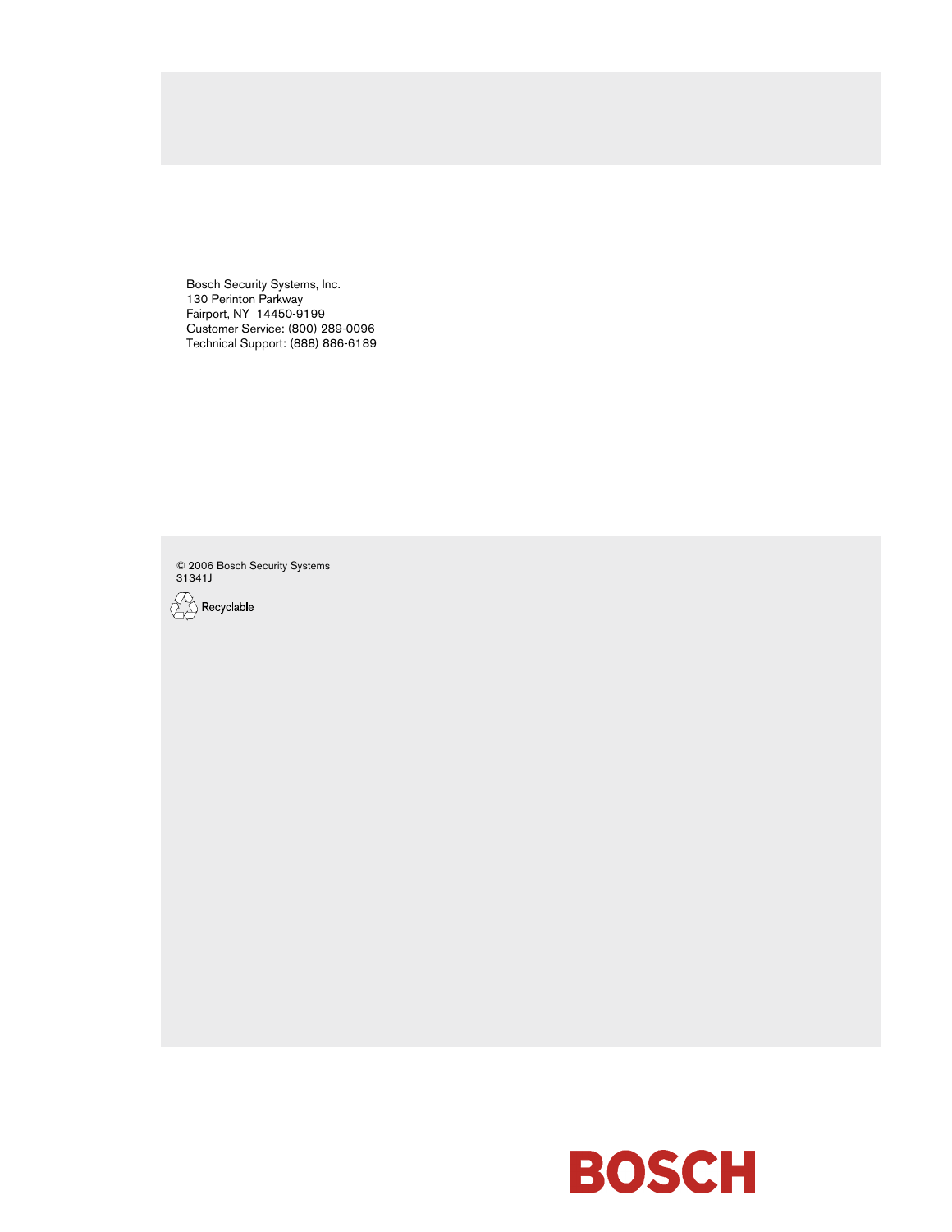Bosch Security Systems, Inc.
130 Perinton Parkway
Fairport, NY  14450-9199
Customer Service: (800) 289-0096
Technical Support: (888) 886-6189

© 2006 Bosch Security Systems
31341J

Recyclable

BOSCH